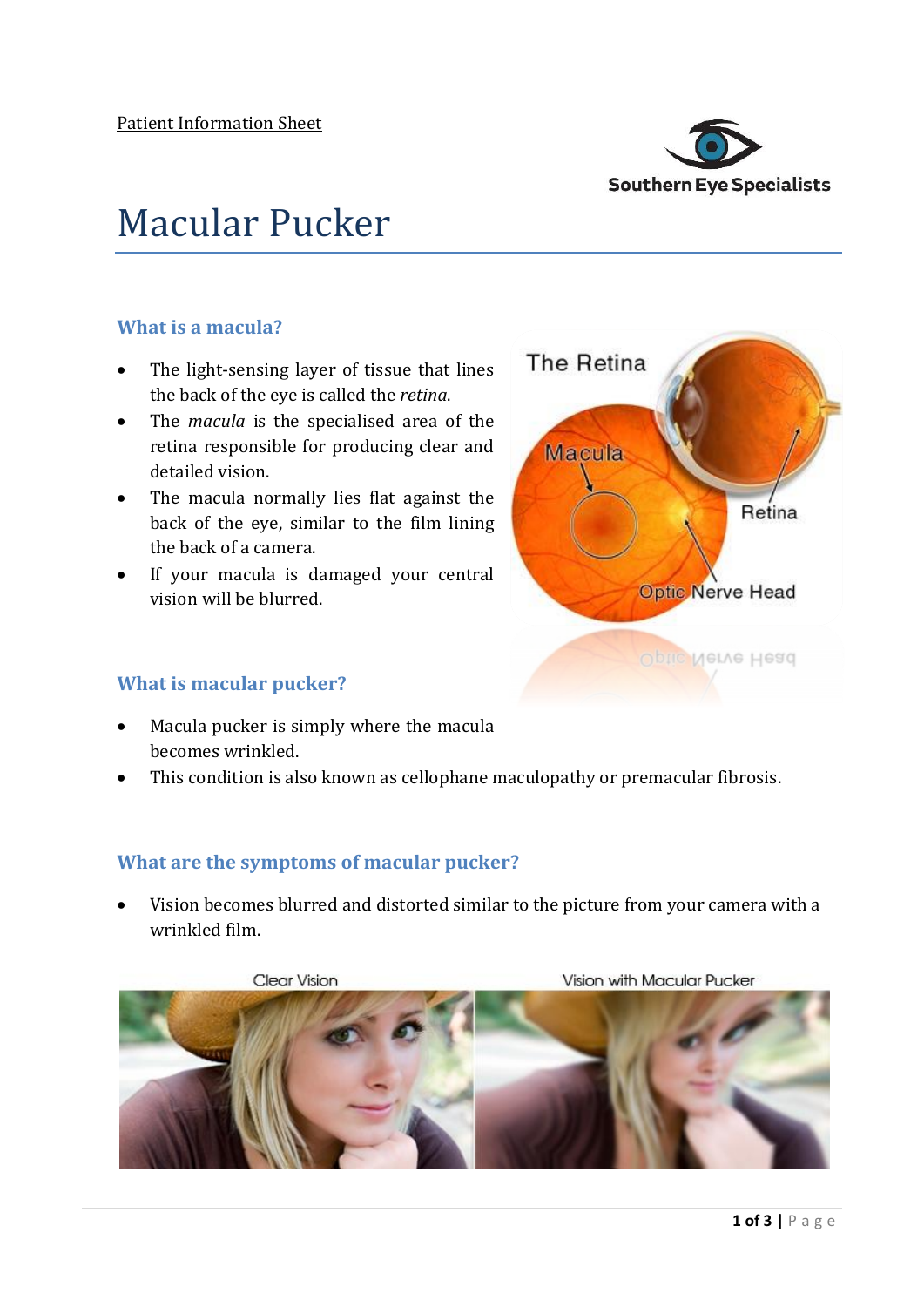Patient Information Sheet

Southern Eye Specialists

# Macular Pucker

## What is a macula?

- The light-sensing layer of tissue that lines the back of the eye is called the *retina*.
- The *macula* is the specialised area of the retina responsible for producing clear and detailed vision.
- The macula normally lies flat against the back of the eye, similar to the film lining the back of a camera.
- If your macula is damaged your central vision will be blurred.

## What is macular pucker?

- Macula pucker is simply where the macula becomes wrinkled.
- This condition is also known as cellophane maculopathy or premacular fibrosis.

## What are the symptoms of macular pucker?

- Vision becomes blurred and distorted similar to the picture from your camera with a wrinkled film.

Clear Vision | Vision with Macular Pucker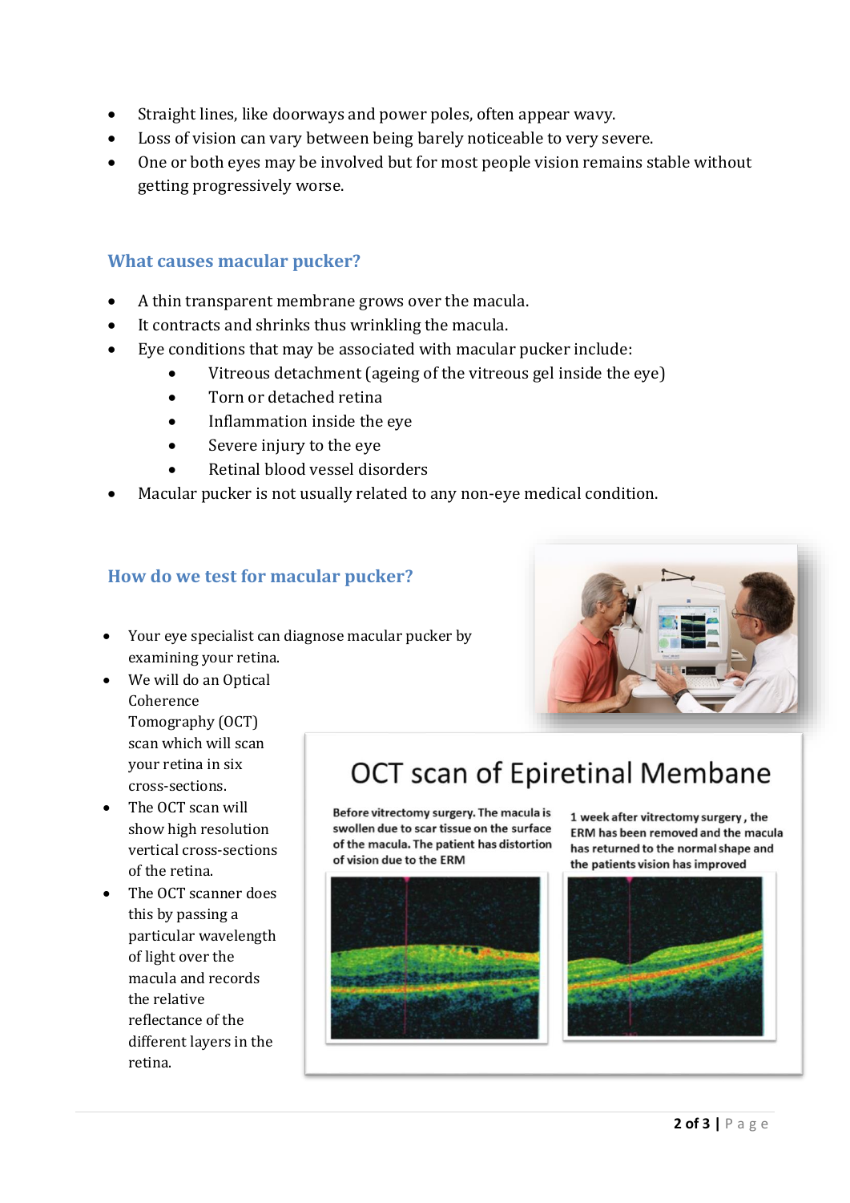- Straight lines, like doorways and power poles, often appear wavy.
- Loss of vision can vary between being barely noticeable to very severe.
- One or both eyes may be involved but for most people vision remains stable without getting progressively worse.

## What causes macular pucker?

- A thin transparent membrane grows over the macula.
- It contracts and shrinks thus wrinkling the macula.
- Eye conditions that may be associated with macular pucker include:
  - Vitreous detachment (ageing of the vitreous gel inside the eye)
  - Torn or detached retina
  - Inflammation inside the eye
  - Severe injury to the eye
  - Retinal blood vessel disorders
- Macular pucker is not usually related to any non-eye medical condition.

## How do we test for macular pucker?

- Your eye specialist can diagnose macular pucker by examining your retina.
- We will do an Optical Coherence Tomography (OCT) scan which will scan your retina in six cross-sections.
- The OCT scan will show high resolution vertical cross-sections of the retina.
- The OCT scanner does this by passing a particular wavelength of light over the macula and records the relative reflectance of the different layers in the retina.

### OCT scan of Epiretinal Membane

Before vitrectomy surgery. The macula is swollen due to scar tissue on the surface of the macula. The patient has distortion of vision due to the ERM

1 week after vitrectomy surgery, the ERM has been removed and the macula has returned to the normal shape and the patients vision has improved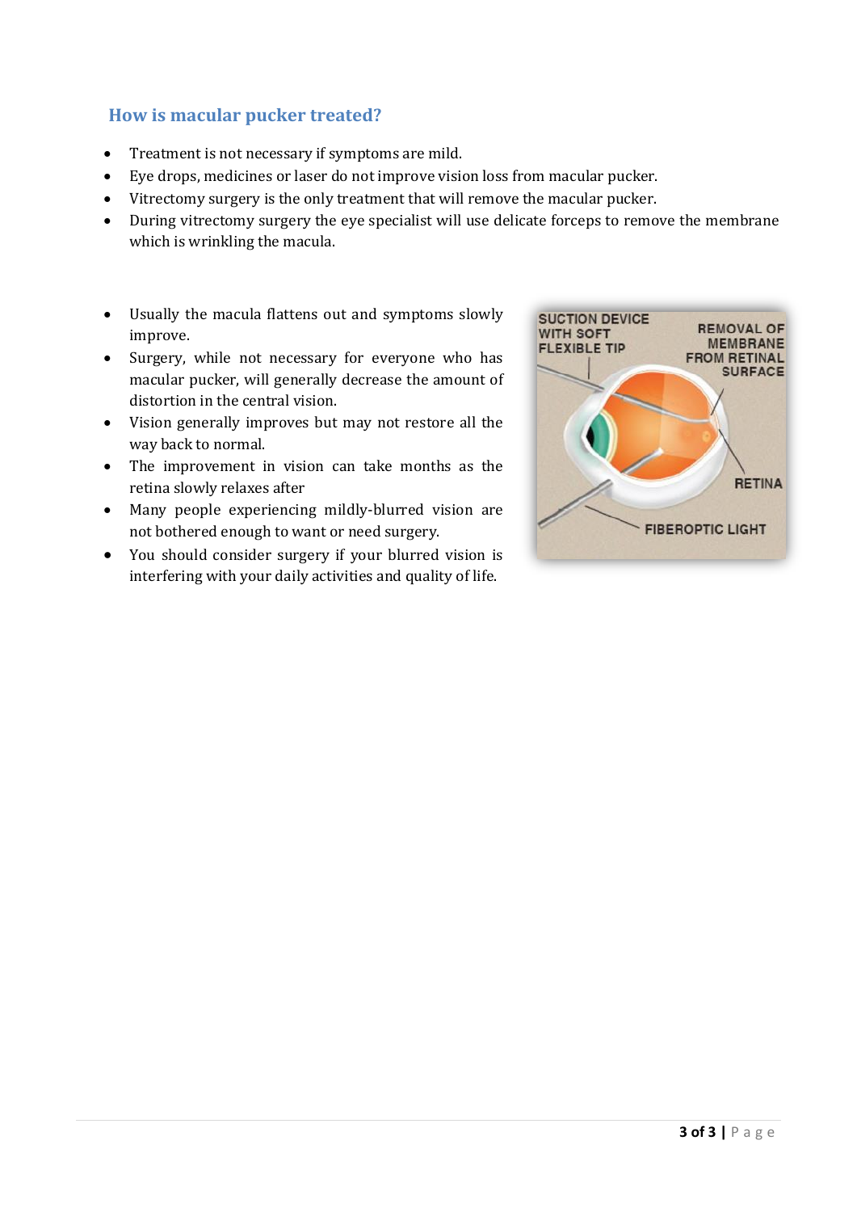## How is macular pucker treated?

- Treatment is not necessary if symptoms are mild.
- Eye drops, medicines or laser do not improve vision loss from macular pucker.
- Vitrectomy surgery is the only treatment that will remove the macular pucker.
- During vitrectomy surgery the eye specialist will use delicate forceps to remove the membrane which is wrinkling the macula.

- Usually the macula flattens out and symptoms slowly improve.
- Surgery, while not necessary for everyone who has macular pucker, will generally decrease the amount of distortion in the central vision.
- Vision generally improves but may not restore all the way back to normal.
- The improvement in vision can take months as the retina slowly relaxes after
- Many people experiencing mildly-blurred vision are not bothered enough to want or need surgery.
- You should consider surgery if your blurred vision is interfering with your daily activities and quality of life.

SUCTION DEVICE WITH SOFT FLEXIBLE TIP

REMOVAL OF MEMBRANE FROM RETINAL SURFACE

RETINA

FIBEROPTIC LIGHT